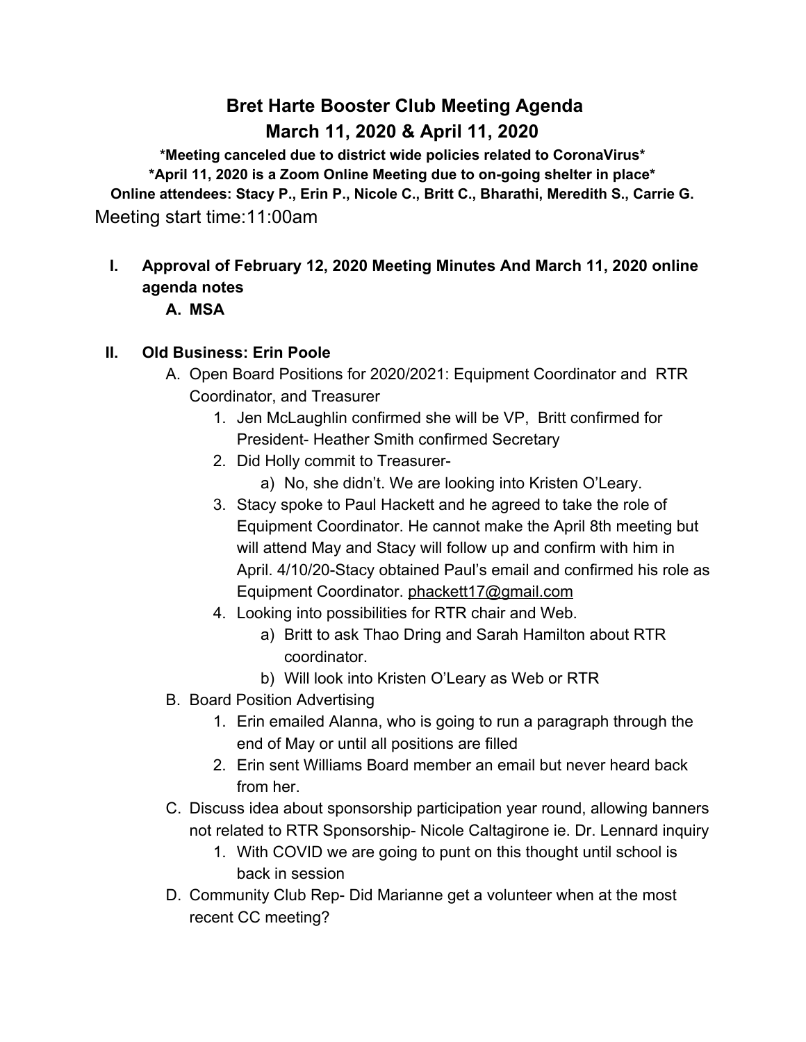# Bret Harte Booster Club Meeting Agenda
# March 11, 2020 & April 11, 2020

**\*Meeting canceled due to district wide policies related to CoronaVirus\***

**\*April 11, 2020 is a Zoom Online Meeting due to on-going shelter in place\***

**Online attendees: Stacy P., Erin P., Nicole C., Britt C., Bharathi, Meredith S., Carrie G.**

Meeting start time:11:00am

- **I. Approval of February 12, 2020 Meeting Minutes And March 11, 2020 online agenda notes**
  - **A. MSA**

- **II. Old Business: Erin Poole**
  - A. Open Board Positions for 2020/2021: Equipment Coordinator and RTR Coordinator, and Treasurer
    1. Jen McLaughlin confirmed she will be VP, Britt confirmed for President- Heather Smith confirmed Secretary
    2. Did Holly commit to Treasurer-
       - a) No, she didn't. We are looking into Kristen O'Leary.
    3. Stacy spoke to Paul Hackett and he agreed to take the role of Equipment Coordinator. He cannot make the April 8th meeting but will attend May and Stacy will follow up and confirm with him in April. 4/10/20-Stacy obtained Paul's email and confirmed his role as Equipment Coordinator. phackett17@gmail.com
    4. Looking into possibilities for RTR chair and Web.
       - a) Britt to ask Thao Dring and Sarah Hamilton about RTR coordinator.
       - b) Will look into Kristen O'Leary as Web or RTR
  - B. Board Position Advertising
    1. Erin emailed Alanna, who is going to run a paragraph through the end of May or until all positions are filled
    2. Erin sent Williams Board member an email but never heard back from her.
  - C. Discuss idea about sponsorship participation year round, allowing banners not related to RTR Sponsorship- Nicole Caltagirone ie. Dr. Lennard inquiry
    1. With COVID we are going to punt on this thought until school is back in session
  - D. Community Club Rep- Did Marianne get a volunteer when at the most recent CC meeting?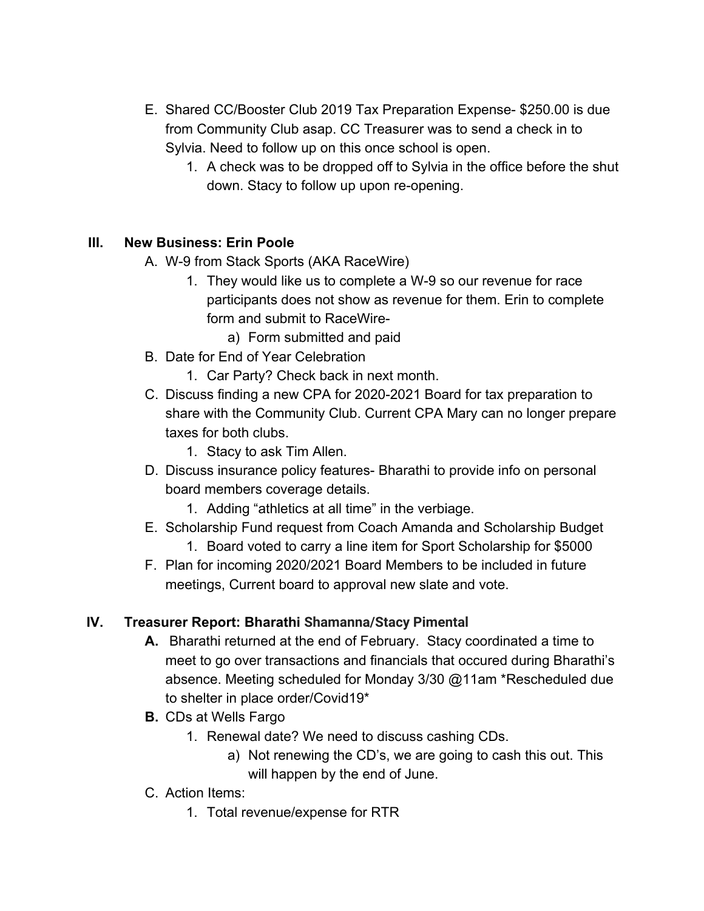E. Shared CC/Booster Club 2019 Tax Preparation Expense- $250.00 is due from Community Club asap. CC Treasurer was to send a check in to Sylvia. Need to follow up on this once school is open.
    1. A check was to be dropped off to Sylvia in the office before the shut down. Stacy to follow up upon re-opening.

## III. New Business: Erin Poole

A. W-9 from Stack Sports (AKA RaceWire)
    1. They would like us to complete a W-9 so our revenue for race participants does not show as revenue for them. Erin to complete form and submit to RaceWire-
        a) Form submitted and paid

B. Date for End of Year Celebration
    1. Car Party? Check back in next month.

C. Discuss finding a new CPA for 2020-2021 Board for tax preparation to share with the Community Club. Current CPA Mary can no longer prepare taxes for both clubs.
    1. Stacy to ask Tim Allen.

D. Discuss insurance policy features- Bharathi to provide info on personal board members coverage details.
    1. Adding "athletics at all time" in the verbiage.

E. Scholarship Fund request from Coach Amanda and Scholarship Budget
    1. Board voted to carry a line item for Sport Scholarship for $5000

F. Plan for incoming 2020/2021 Board Members to be included in future meetings, Current board to approval new slate and vote.

## IV. Treasurer Report: Bharathi Shamanna/Stacy Pimental

**A.** Bharathi returned at the end of February. Stacy coordinated a time to meet to go over transactions and financials that occured during Bharathi's absence. Meeting scheduled for Monday 3/30 @11am *Rescheduled due to shelter in place order/Covid19*

**B.** CDs at Wells Fargo
    1. Renewal date? We need to discuss cashing CDs.
        a) Not renewing the CD's, we are going to cash this out. This will happen by the end of June.

C. Action Items:
    1. Total revenue/expense for RTR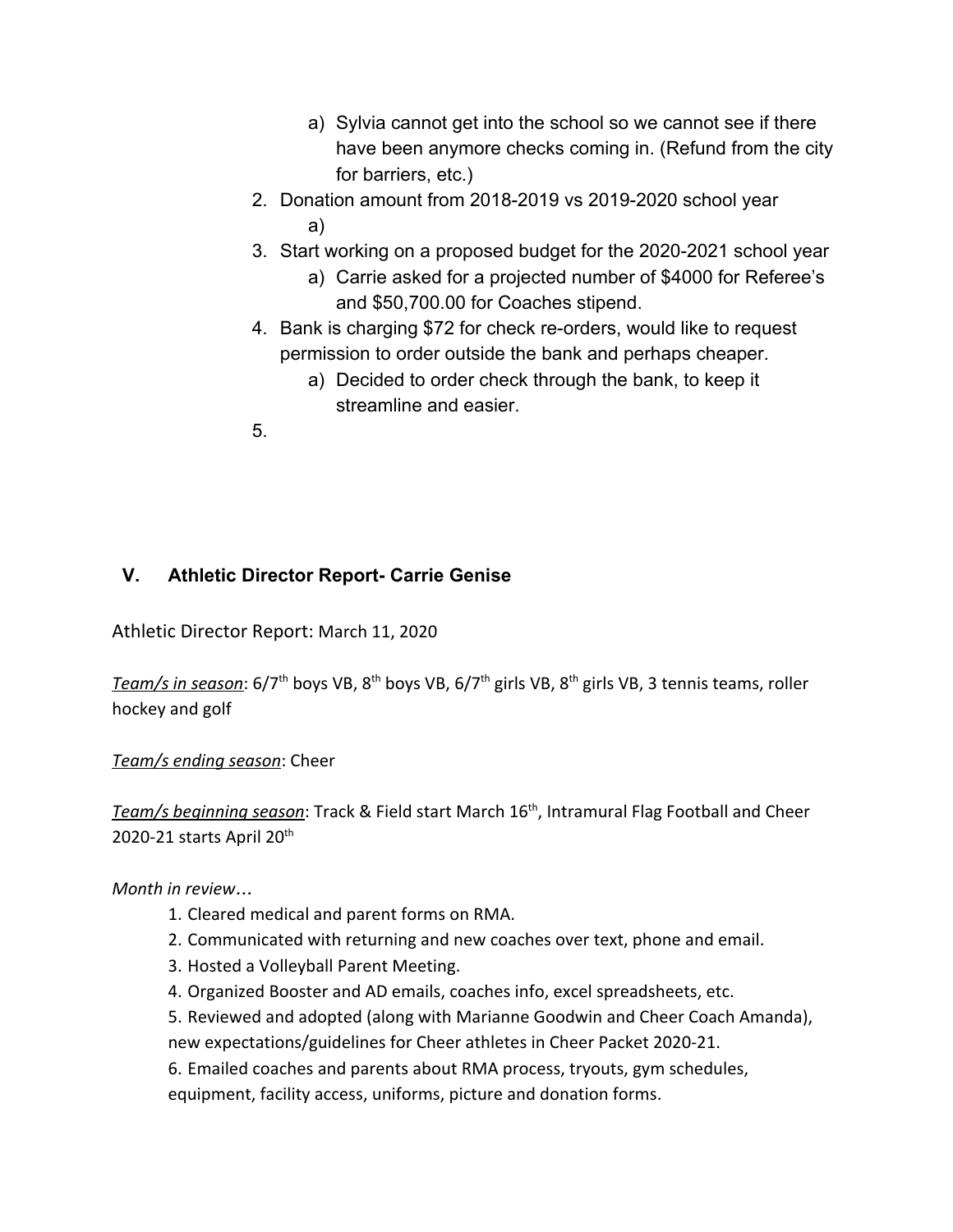a) Sylvia cannot get into the school so we cannot see if there have been anymore checks coming in. (Refund from the city for barriers, etc.)

2. Donation amount from 2018-2019 vs 2019-2020 school year
   a)
3. Start working on a proposed budget for the 2020-2021 school year
   a) Carrie asked for a projected number of $4000 for Referee's and $50,700.00 for Coaches stipend.
4. Bank is charging $72 for check re-orders, would like to request permission to order outside the bank and perhaps cheaper.
   a) Decided to order check through the bank, to keep it streamline and easier.
5.

## V. Athletic Director Report- Carrie Genise

Athletic Director Report: March 11, 2020

*__Team/s in season__*: 6/7th boys VB, 8th boys VB, 6/7th girls VB, 8th girls VB, 3 tennis teams, roller hockey and golf

*__Team/s ending season__*: Cheer

*__Team/s beginning season__*: Track & Field start March 16th, Intramural Flag Football and Cheer 2020-21 starts April 20th

*Month in review…*

1. Cleared medical and parent forms on RMA.
2. Communicated with returning and new coaches over text, phone and email.
3. Hosted a Volleyball Parent Meeting.
4. Organized Booster and AD emails, coaches info, excel spreadsheets, etc.
5. Reviewed and adopted (along with Marianne Goodwin and Cheer Coach Amanda), new expectations/guidelines for Cheer athletes in Cheer Packet 2020-21.
6. Emailed coaches and parents about RMA process, tryouts, gym schedules, equipment, facility access, uniforms, picture and donation forms.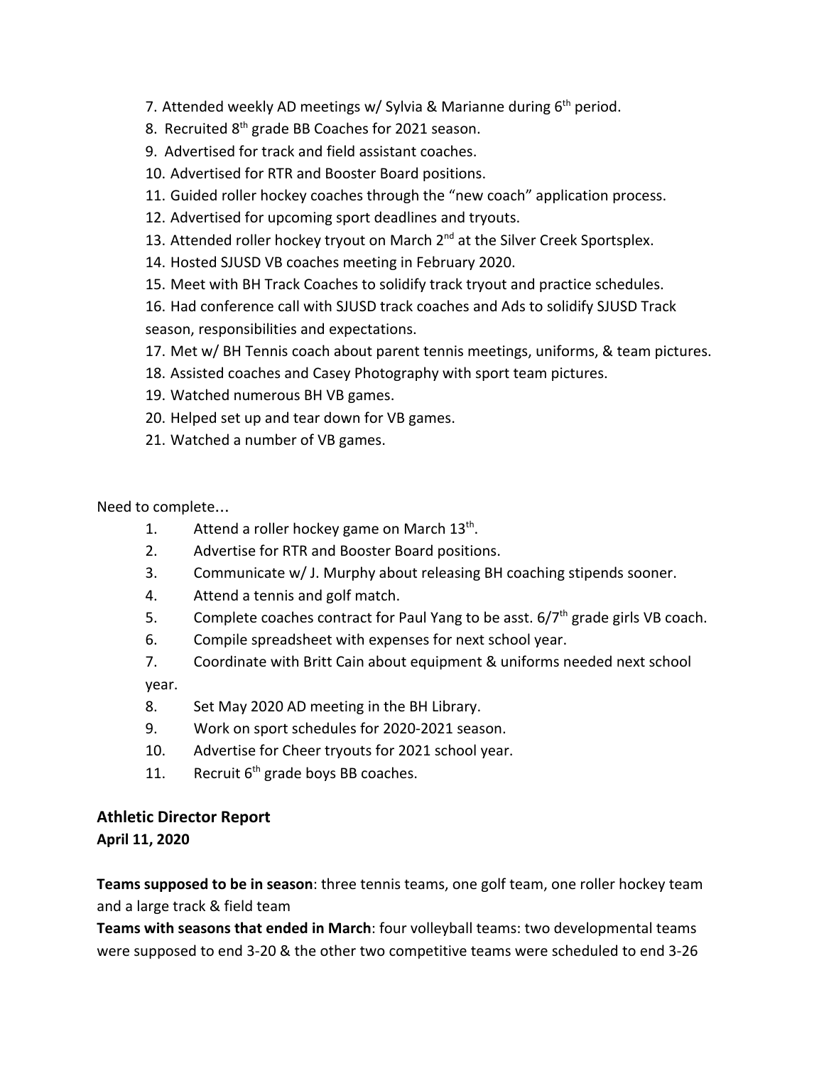7. Attended weekly AD meetings w/ Sylvia & Marianne during 6th period.
8. Recruited 8th grade BB Coaches for 2021 season.
9. Advertised for track and field assistant coaches.
10. Advertised for RTR and Booster Board positions.
11. Guided roller hockey coaches through the "new coach" application process.
12. Advertised for upcoming sport deadlines and tryouts.
13. Attended roller hockey tryout on March 2nd at the Silver Creek Sportsplex.
14. Hosted SJUSD VB coaches meeting in February 2020.
15. Meet with BH Track Coaches to solidify track tryout and practice schedules.
16. Had conference call with SJUSD track coaches and Ads to solidify SJUSD Track season, responsibilities and expectations.
17. Met w/ BH Tennis coach about parent tennis meetings, uniforms, & team pictures.
18. Assisted coaches and Casey Photography with sport team pictures.
19. Watched numerous BH VB games.
20. Helped set up and tear down for VB games.
21. Watched a number of VB games.

Need to complete…

1. Attend a roller hockey game on March 13th.
2. Advertise for RTR and Booster Board positions.
3. Communicate w/ J. Murphy about releasing BH coaching stipends sooner.
4. Attend a tennis and golf match.
5. Complete coaches contract for Paul Yang to be asst. 6/7th grade girls VB coach.
6. Compile spreadsheet with expenses for next school year.
7. Coordinate with Britt Cain about equipment & uniforms needed next school year.
8. Set May 2020 AD meeting in the BH Library.
9. Work on sport schedules for 2020-2021 season.
10. Advertise for Cheer tryouts for 2021 school year.
11. Recruit 6th grade boys BB coaches.

## Athletic Director Report

**April 11, 2020**

**Teams supposed to be in season**: three tennis teams, one golf team, one roller hockey team and a large track & field team

**Teams with seasons that ended in March**: four volleyball teams: two developmental teams were supposed to end 3-20 & the other two competitive teams were scheduled to end 3-26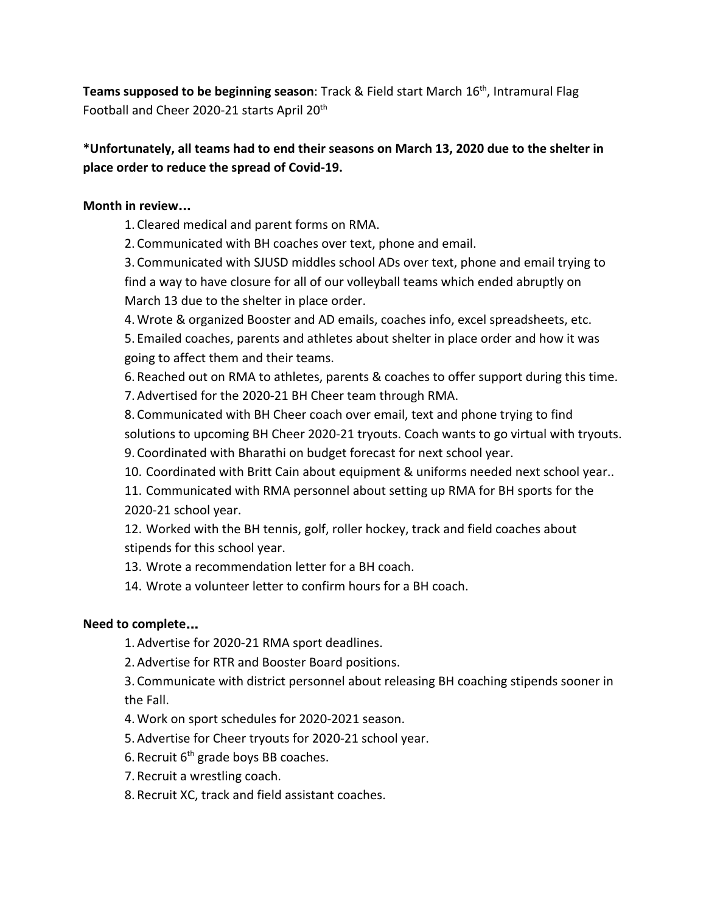**Teams supposed to be beginning season**: Track & Field start March 16th, Intramural Flag Football and Cheer 2020-21 starts April 20th

**\*Unfortunately, all teams had to end their seasons on March 13, 2020 due to the shelter in place order to reduce the spread of Covid-19.**

**Month in review…**

1. Cleared medical and parent forms on RMA.
2. Communicated with BH coaches over text, phone and email.
3. Communicated with SJUSD middles school ADs over text, phone and email trying to find a way to have closure for all of our volleyball teams which ended abruptly on March 13 due to the shelter in place order.
4. Wrote & organized Booster and AD emails, coaches info, excel spreadsheets, etc.
5. Emailed coaches, parents and athletes about shelter in place order and how it was going to affect them and their teams.
6. Reached out on RMA to athletes, parents & coaches to offer support during this time.
7. Advertised for the 2020-21 BH Cheer team through RMA.
8. Communicated with BH Cheer coach over email, text and phone trying to find solutions to upcoming BH Cheer 2020-21 tryouts. Coach wants to go virtual with tryouts.
9. Coordinated with Bharathi on budget forecast for next school year.
10. Coordinated with Britt Cain about equipment & uniforms needed next school year..
11. Communicated with RMA personnel about setting up RMA for BH sports for the 2020-21 school year.
12. Worked with the BH tennis, golf, roller hockey, track and field coaches about stipends for this school year.
13. Wrote a recommendation letter for a BH coach.
14. Wrote a volunteer letter to confirm hours for a BH coach.

**Need to complete…**

1. Advertise for 2020-21 RMA sport deadlines.
2. Advertise for RTR and Booster Board positions.
3. Communicate with district personnel about releasing BH coaching stipends sooner in the Fall.
4. Work on sport schedules for 2020-2021 season.
5. Advertise for Cheer tryouts for 2020-21 school year.
6. Recruit 6th grade boys BB coaches.
7. Recruit a wrestling coach.
8. Recruit XC, track and field assistant coaches.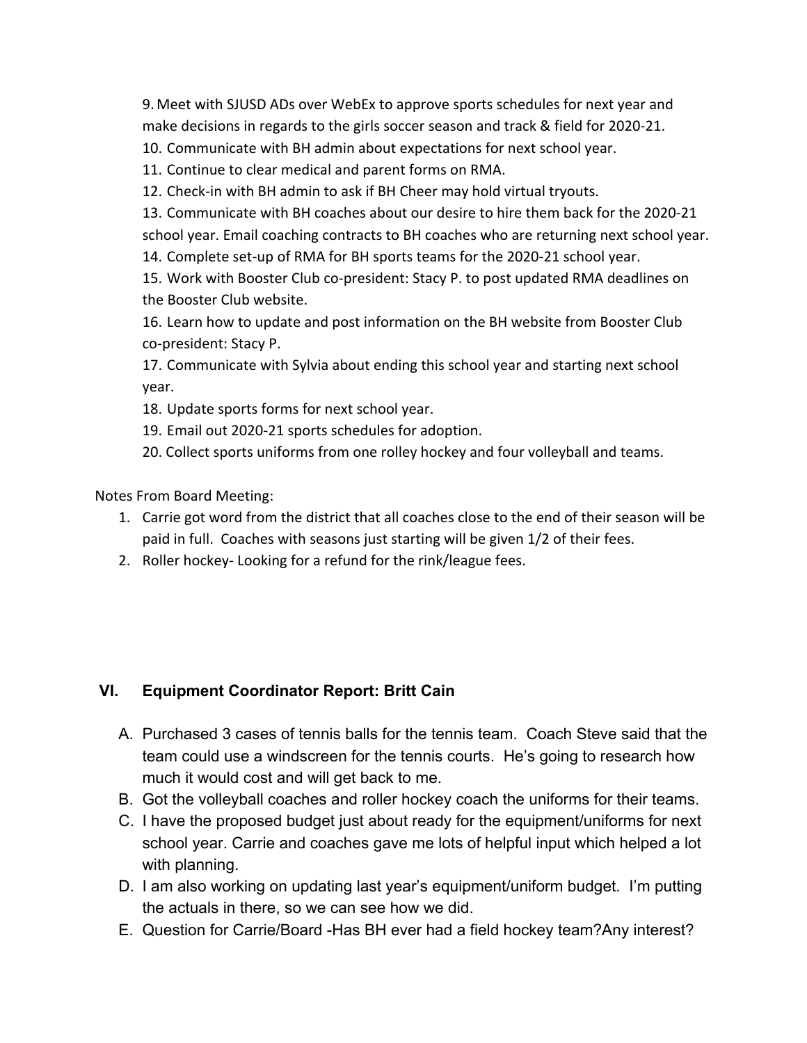9. Meet with SJUSD ADs over WebEx to approve sports schedules for next year and make decisions in regards to the girls soccer season and track & field for 2020-21.
10. Communicate with BH admin about expectations for next school year.
11. Continue to clear medical and parent forms on RMA.
12. Check-in with BH admin to ask if BH Cheer may hold virtual tryouts.
13. Communicate with BH coaches about our desire to hire them back for the 2020-21 school year. Email coaching contracts to BH coaches who are returning next school year.
14. Complete set-up of RMA for BH sports teams for the 2020-21 school year.
15. Work with Booster Club co-president: Stacy P. to post updated RMA deadlines on the Booster Club website.
16. Learn how to update and post information on the BH website from Booster Club co-president: Stacy P.
17. Communicate with Sylvia about ending this school year and starting next school year.
18. Update sports forms for next school year.
19. Email out 2020-21 sports schedules for adoption.
20. Collect sports uniforms from one rolley hockey and four volleyball and teams.

Notes From Board Meeting:

1. Carrie got word from the district that all coaches close to the end of their season will be paid in full. Coaches with seasons just starting will be given 1/2 of their fees.
2. Roller hockey- Looking for a refund for the rink/league fees.

## VI. Equipment Coordinator Report: Britt Cain

A. Purchased 3 cases of tennis balls for the tennis team. Coach Steve said that the team could use a windscreen for the tennis courts. He's going to research how much it would cost and will get back to me.
B. Got the volleyball coaches and roller hockey coach the uniforms for their teams.
C. I have the proposed budget just about ready for the equipment/uniforms for next school year. Carrie and coaches gave me lots of helpful input which helped a lot with planning.
D. I am also working on updating last year's equipment/uniform budget. I'm putting the actuals in there, so we can see how we did.
E. Question for Carrie/Board -Has BH ever had a field hockey team?Any interest?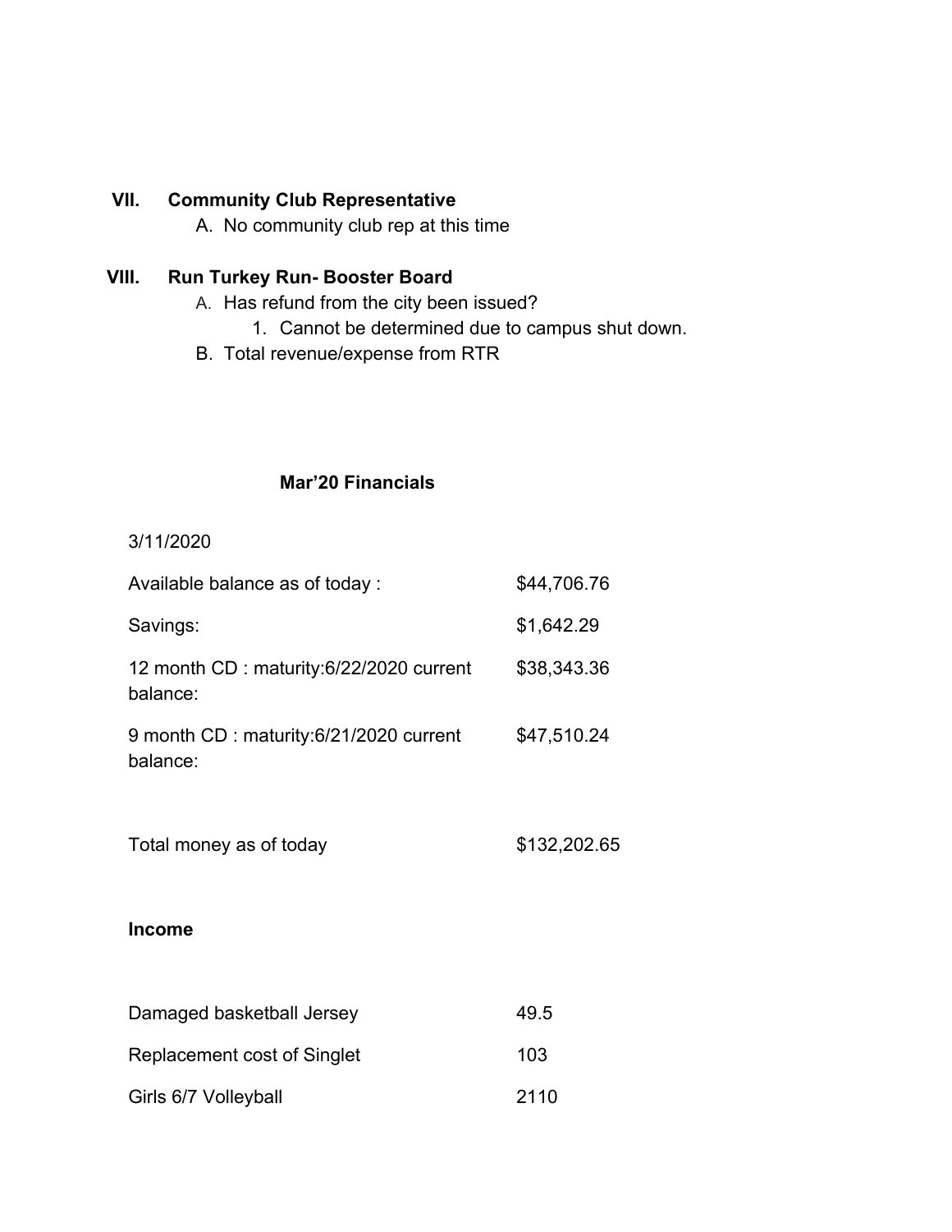VII. **Community Club Representative**

A. No community club rep at this time

VIII. **Run Turkey Run- Booster Board**

A. Has refund from the city been issued?
   1. Cannot be determined due to campus shut down.

B. Total revenue/expense from RTR

**Mar'20 Financials**

3/11/2020

| | |
|---|---|
| Available balance as of today : | $44,706.76 |
| Savings: | $1,642.29 |
| 12 month CD : maturity:6/22/2020 current balance: | $38,343.36 |
| 9 month CD : maturity:6/21/2020 current balance: | $47,510.24 |
| | |
| Total money as of today | $132,202.65 |

**Income**

| | |
|---|---|
| Damaged basketball Jersey | 49.5 |
| Replacement cost of Singlet | 103 |
| Girls 6/7 Volleyball | 2110 |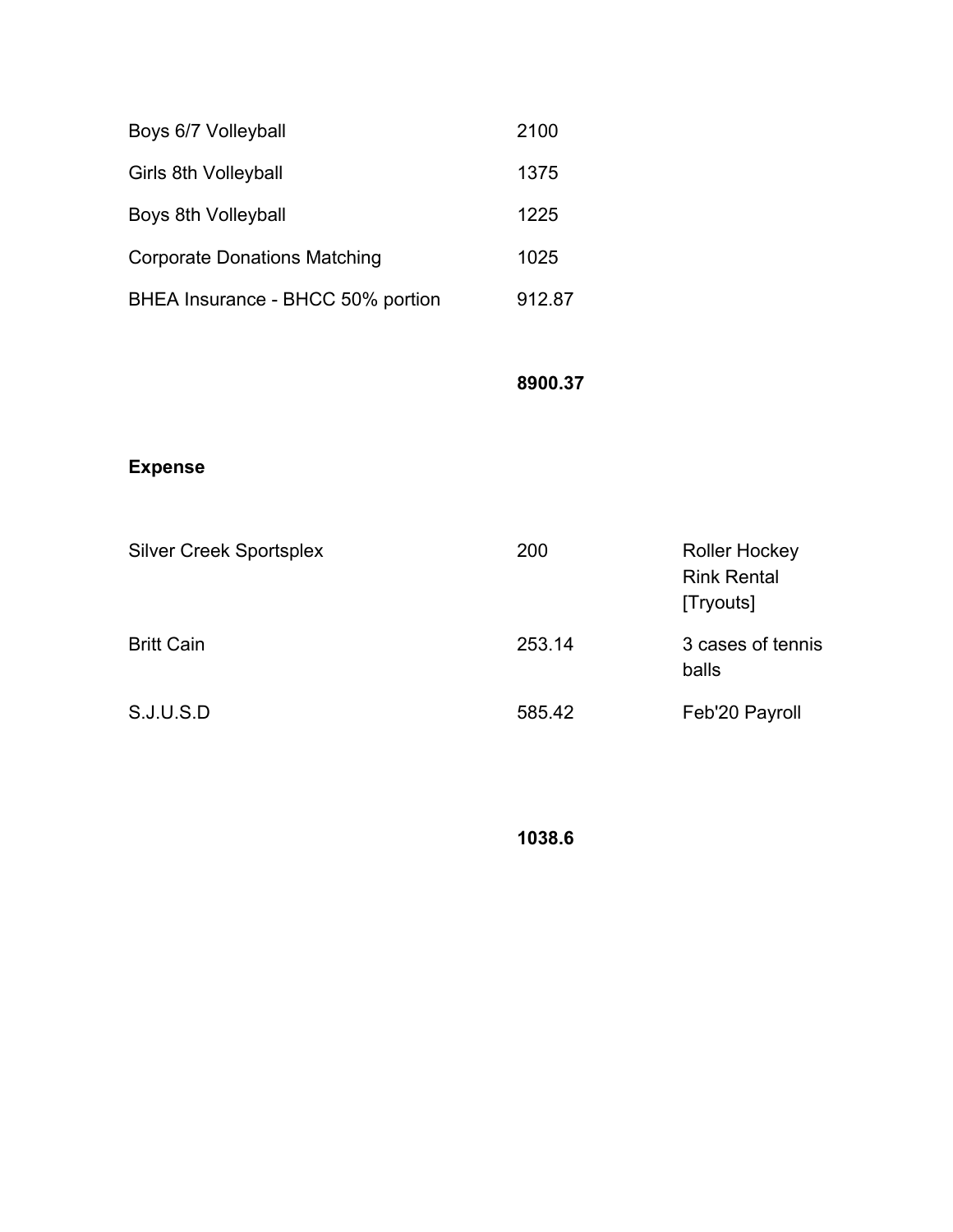| | | |
|---|---|---|
| Boys 6/7 Volleyball | 2100 | |
| Girls 8th Volleyball | 1375 | |
| Boys 8th Volleyball | 1225 | |
| Corporate Donations Matching | 1025 | |
| BHEA Insurance - BHCC 50% portion | 912.87 | |
| | **8900.37** | |

**Expense**

| | | |
|---|---|---|
| Silver Creek Sportsplex | 200 | Roller Hockey Rink Rental [Tryouts] |
| Britt Cain | 253.14 | 3 cases of tennis balls |
| S.J.U.S.D | 585.42 | Feb'20 Payroll |
| | **1038.6** | |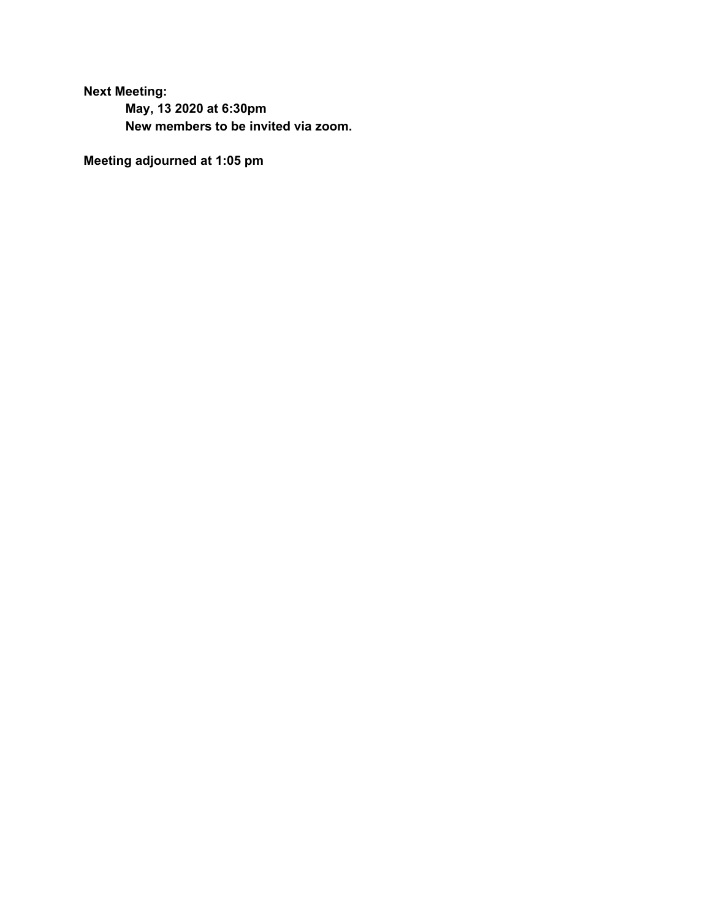**Next Meeting:**

**May, 13 2020 at 6:30pm**
**New members to be invited via zoom.**

**Meeting adjourned at 1:05 pm**